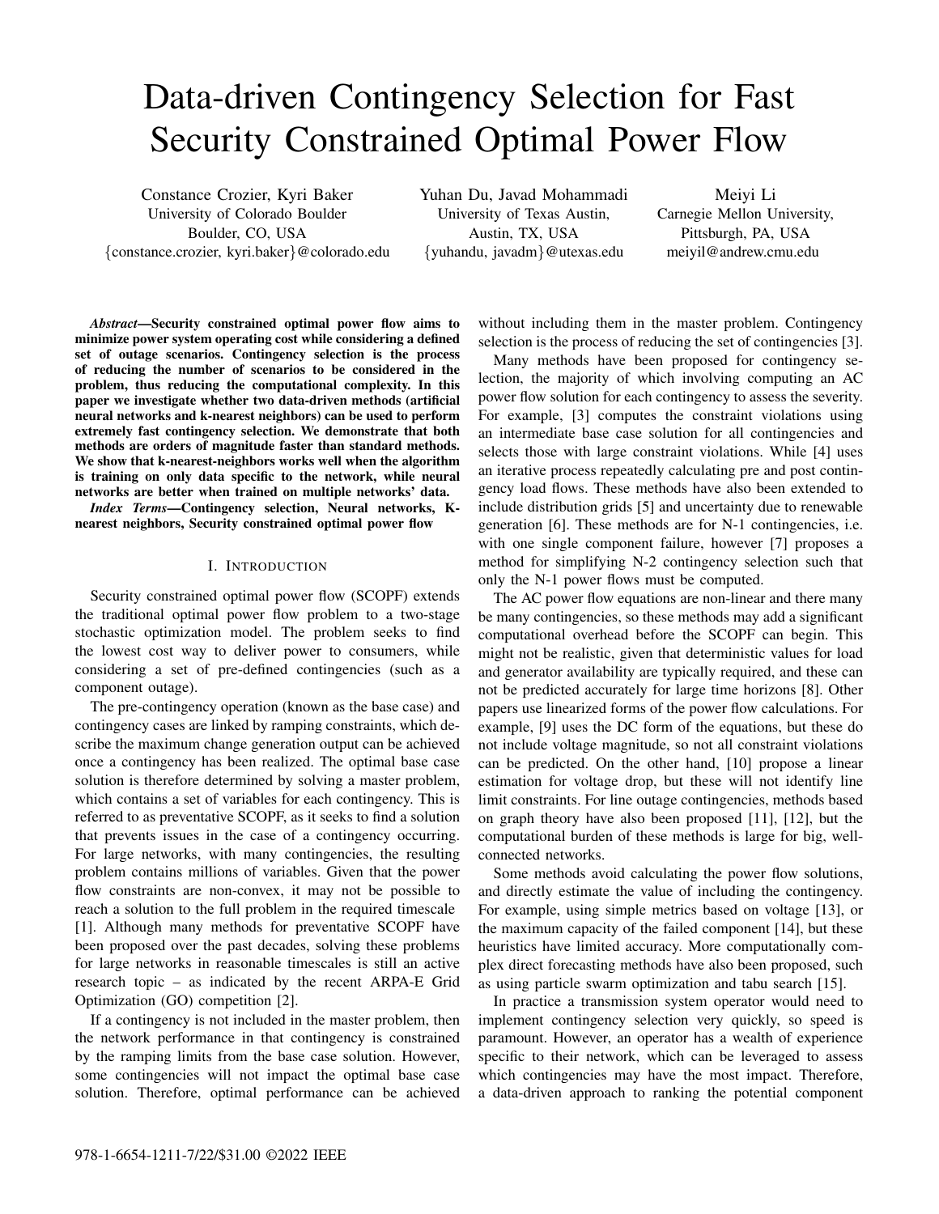# Data-driven Contingency Selection for Fast Security Constrained Optimal Power Flow

Constance Crozier, Kyri Baker
University of Colorado Boulder
Boulder, CO, USA
{constance.crozier, kyri.baker}@colorado.edu

Yuhan Du, Javad Mohammadi
University of Texas Austin,
Austin, TX, USA
{yuhandu, javadm}@utexas.edu

Meiyi Li
Carnegie Mellon University,
Pittsburgh, PA, USA
meiyil@andrew.cmu.edu

***Abstract*—Security constrained optimal power flow aims to minimize power system operating cost while considering a defined set of outage scenarios. Contingency selection is the process of reducing the number of scenarios to be considered in the problem, thus reducing the computational complexity. In this paper we investigate whether two data-driven methods (artificial neural networks and k-nearest neighbors) can be used to perform extremely fast contingency selection. We demonstrate that both methods are orders of magnitude faster than standard methods. We show that k-nearest-neighbors works well when the algorithm is training on only data specific to the network, while neural networks are better when trained on multiple networks' data.**

***Index Terms*—Contingency selection, Neural networks, K-nearest neighbors, Security constrained optimal power flow**

## I. Introduction

Security constrained optimal power flow (SCOPF) extends the traditional optimal power flow problem to a two-stage stochastic optimization model. The problem seeks to find the lowest cost way to deliver power to consumers, while considering a set of pre-defined contingencies (such as a component outage).

The pre-contingency operation (known as the base case) and contingency cases are linked by ramping constraints, which describe the maximum change generation output can be achieved once a contingency has been realized. The optimal base case solution is therefore determined by solving a master problem, which contains a set of variables for each contingency. This is referred to as preventative SCOPF, as it seeks to find a solution that prevents issues in the case of a contingency occurring. For large networks, with many contingencies, the resulting problem contains millions of variables. Given that the power flow constraints are non-convex, it may not be possible to reach a solution to the full problem in the required timescale [1]. Although many methods for preventative SCOPF have been proposed over the past decades, solving these problems for large networks in reasonable timescales is still an active research topic – as indicated by the recent ARPA-E Grid Optimization (GO) competition [2].

If a contingency is not included in the master problem, then the network performance in that contingency is constrained by the ramping limits from the base case solution. However, some contingencies will not impact the optimal base case solution. Therefore, optimal performance can be achieved without including them in the master problem. Contingency selection is the process of reducing the set of contingencies [3].

Many methods have been proposed for contingency selection, the majority of which involving computing an AC power flow solution for each contingency to assess the severity. For example, [3] computes the constraint violations using an intermediate base case solution for all contingencies and selects those with large constraint violations. While [4] uses an iterative process repeatedly calculating pre and post contingency load flows. These methods have also been extended to include distribution grids [5] and uncertainty due to renewable generation [6]. These methods are for N-1 contingencies, i.e. with one single component failure, however [7] proposes a method for simplifying N-2 contingency selection such that only the N-1 power flows must be computed.

The AC power flow equations are non-linear and there many be many contingencies, so these methods may add a significant computational overhead before the SCOPF can begin. This might not be realistic, given that deterministic values for load and generator availability are typically required, and these can not be predicted accurately for large time horizons [8]. Other papers use linearized forms of the power flow calculations. For example, [9] uses the DC form of the equations, but these do not include voltage magnitude, so not all constraint violations can be predicted. On the other hand, [10] propose a linear estimation for voltage drop, but these will not identify line limit constraints. For line outage contingencies, methods based on graph theory have also been proposed [11], [12], but the computational burden of these methods is large for big, well-connected networks.

Some methods avoid calculating the power flow solutions, and directly estimate the value of including the contingency. For example, using simple metrics based on voltage [13], or the maximum capacity of the failed component [14], but these heuristics have limited accuracy. More computationally complex direct forecasting methods have also been proposed, such as using particle swarm optimization and tabu search [15].

In practice a transmission system operator would need to implement contingency selection very quickly, so speed is paramount. However, an operator has a wealth of experience specific to their network, which can be leveraged to assess which contingencies may have the most impact. Therefore, a data-driven approach to ranking the potential component

978-1-6654-1211-7/22/$31.00 ©2022 IEEE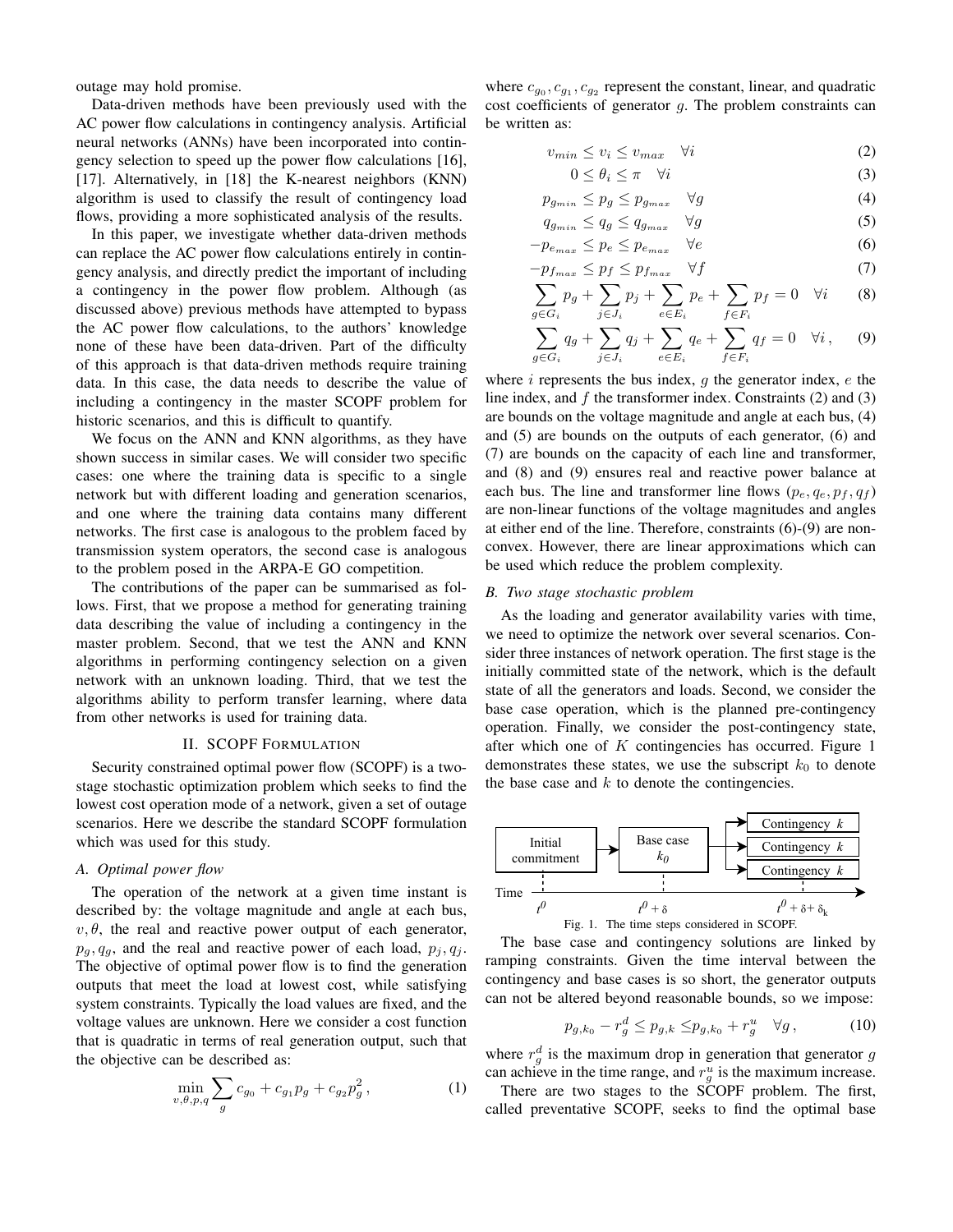outage may hold promise.

Data-driven methods have been previously used with the AC power flow calculations in contingency analysis. Artificial neural networks (ANNs) have been incorporated into contingency selection to speed up the power flow calculations [16], [17]. Alternatively, in [18] the K-nearest neighbors (KNN) algorithm is used to classify the result of contingency load flows, providing a more sophisticated analysis of the results.

In this paper, we investigate whether data-driven methods can replace the AC power flow calculations entirely in contingency analysis, and directly predict the important of including a contingency in the power flow problem. Although (as discussed above) previous methods have attempted to bypass the AC power flow calculations, to the authors' knowledge none of these have been data-driven. Part of the difficulty of this approach is that data-driven methods require training data. In this case, the data needs to describe the value of including a contingency in the master SCOPF problem for historic scenarios, and this is difficult to quantify.

We focus on the ANN and KNN algorithms, as they have shown success in similar cases. We will consider two specific cases: one where the training data is specific to a single network but with different loading and generation scenarios, and one where the training data contains many different networks. The first case is analogous to the problem faced by transmission system operators, the second case is analogous to the problem posed in the ARPA-E GO competition.

The contributions of the paper can be summarised as follows. First, that we propose a method for generating training data describing the value of including a contingency in the master problem. Second, that we test the ANN and KNN algorithms in performing contingency selection on a given network with an unknown loading. Third, that we test the algorithms ability to perform transfer learning, where data from other networks is used for training data.

## II. SCOPF Formulation

Security constrained optimal power flow (SCOPF) is a two-stage stochastic optimization problem which seeks to find the lowest cost operation mode of a network, given a set of outage scenarios. Here we describe the standard SCOPF formulation which was used for this study.

### *A. Optimal power flow*

The operation of the network at a given time instant is described by: the voltage magnitude and angle at each bus, $v, \theta$, the real and reactive power output of each generator, $p_g, q_g$, and the real and reactive power of each load, $p_j, q_j$. The objective of optimal power flow is to find the generation outputs that meet the load at lowest cost, while satisfying system constraints. Typically the load values are fixed, and the voltage values are unknown. Here we consider a cost function that is quadratic in terms of real generation output, such that the objective can be described as:

$$\min_{v,\theta,p,q} \sum_{g} c_{g_0} + c_{g_1} p_g + c_{g_2} p_g^2 \,, \tag{1}$$

where $c_{g_0}, c_{g_1}, c_{g_2}$ represent the constant, linear, and quadratic cost coefficients of generator $g$. The problem constraints can be written as:

$$v_{min} \leq v_i \leq v_{max} \quad \forall i \tag{2}$$

$$0 \leq \theta_i \leq \pi \quad \forall i \tag{3}$$

$$p_{g_{min}} \leq p_g \leq p_{g_{max}} \quad \forall g \tag{4}$$

$$q_{g_{min}} \leq q_g \leq q_{g_{max}} \quad \forall g \tag{5}$$

$$-p_{e_{max}} \leq p_e \leq p_{e_{max}} \quad \forall e \tag{6}$$

$$-p_{f_{max}} \leq p_f \leq p_{f_{max}} \quad \forall f \tag{7}$$

$$\sum_{g \in G_i} p_g + \sum_{j \in J_i} p_j + \sum_{e \in E_i} p_e + \sum_{f \in F_i} p_f = 0 \quad \forall i \tag{8}$$

$$\sum_{g \in G_i} q_g + \sum_{j \in J_i} q_j + \sum_{e \in E_i} q_e + \sum_{f \in F_i} q_f = 0 \quad \forall i \,, \tag{9}$$

where $i$ represents the bus index, $g$ the generator index, $e$ the line index, and $f$ the transformer index. Constraints (2) and (3) are bounds on the voltage magnitude and angle at each bus, (4) and (5) are bounds on the outputs of each generator, (6) and (7) are bounds on the capacity of each line and transformer, and (8) and (9) ensures real and reactive power balance at each bus. The line and transformer line flows $(p_e, q_e, p_f, q_f)$ are non-linear functions of the voltage magnitudes and angles at either end of the line. Therefore, constraints (6)-(9) are non-convex. However, there are linear approximations which can be used which reduce the problem complexity.

### *B. Two stage stochastic problem*

As the loading and generator availability varies with time, we need to optimize the network over several scenarios. Consider three instances of network operation. The first stage is the initially committed state of the network, which is the default state of all the generators and loads. Second, we consider the base case operation, which is the planned pre-contingency operation. Finally, we consider the post-contingency state, after which one of $K$ contingencies has occurred. Figure 1 demonstrates these states, we use the subscript $k_0$ to denote the base case and $k$ to denote the contingencies.

Fig. 1. The time steps considered in SCOPF.

The base case and contingency solutions are linked by ramping constraints. Given the time interval between the contingency and base cases is so short, the generator outputs can not be altered beyond reasonable bounds, so we impose:

$$p_{g,k_0} - r_g^d \leq p_{g,k} \leq p_{g,k_0} + r_g^u \quad \forall g \,, \tag{10}$$

where $r_g^d$ is the maximum drop in generation that generator $g$ can achieve in the time range, and $r_g^u$ is the maximum increase.

There are two stages to the SCOPF problem. The first, called preventative SCOPF, seeks to find the optimal base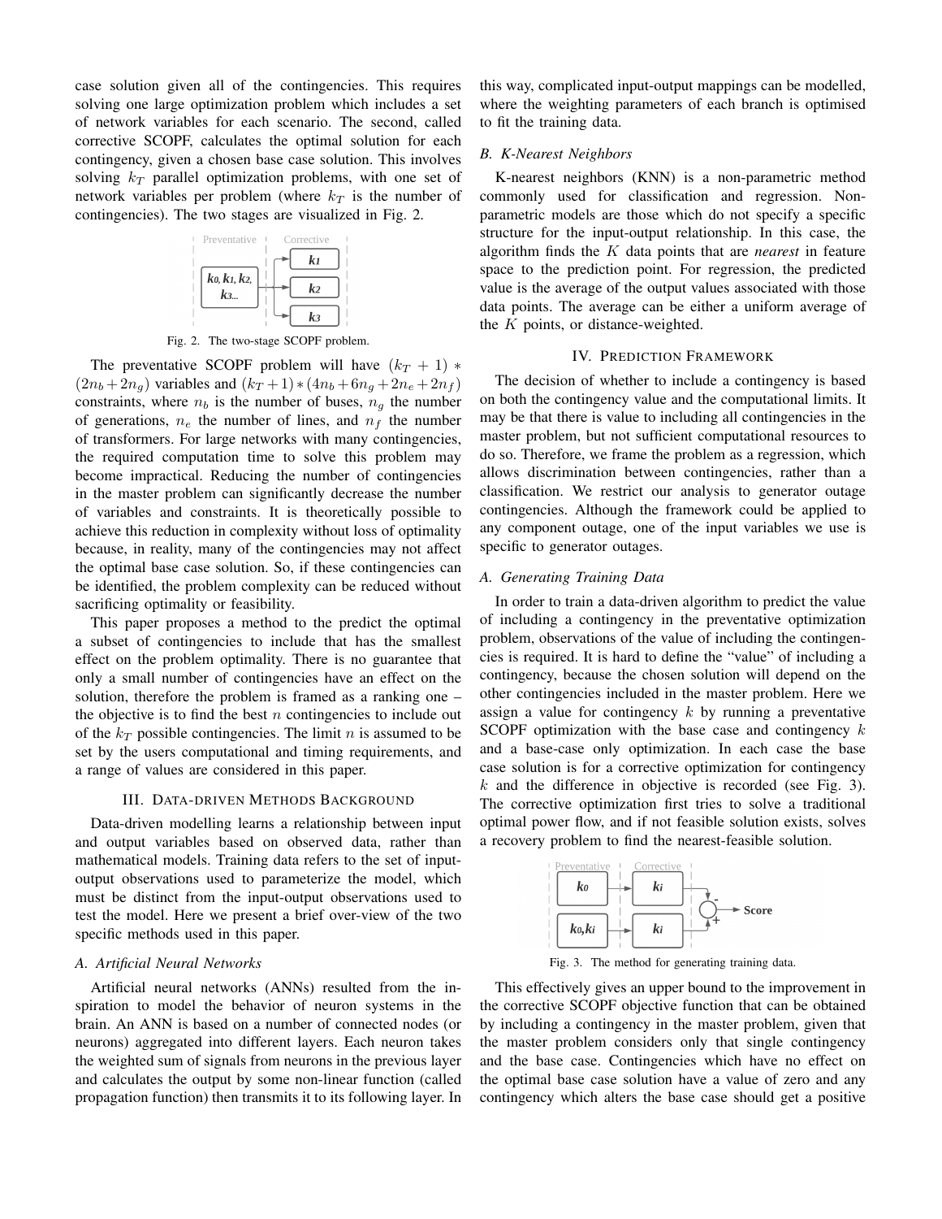case solution given all of the contingencies. This requires solving one large optimization problem which includes a set of network variables for each scenario. The second, called corrective SCOPF, calculates the optimal solution for each contingency, given a chosen base case solution. This involves solving $k_T$ parallel optimization problems, with one set of network variables per problem (where $k_T$ is the number of contingencies). The two stages are visualized in Fig. 2.

Fig. 2. The two-stage SCOPF problem.

The preventative SCOPF problem will have $(k_T + 1) * (2n_b + 2n_g)$ variables and $(k_T + 1) * (4n_b + 6n_g + 2n_e + 2n_f)$ constraints, where $n_b$ is the number of buses, $n_g$ the number of generations, $n_e$ the number of lines, and $n_f$ the number of transformers. For large networks with many contingencies, the required computation time to solve this problem may become impractical. Reducing the number of contingencies in the master problem can significantly decrease the number of variables and constraints. It is theoretically possible to achieve this reduction in complexity without loss of optimality because, in reality, many of the contingencies may not affect the optimal base case solution. So, if these contingencies can be identified, the problem complexity can be reduced without sacrificing optimality or feasibility.

This paper proposes a method to the predict the optimal a subset of contingencies to include that has the smallest effect on the problem optimality. There is no guarantee that only a small number of contingencies have an effect on the solution, therefore the problem is framed as a ranking one – the objective is to find the best $n$ contingencies to include out of the $k_T$ possible contingencies. The limit $n$ is assumed to be set by the users computational and timing requirements, and a range of values are considered in this paper.

## III. Data-driven Methods Background

Data-driven modelling learns a relationship between input and output variables based on observed data, rather than mathematical models. Training data refers to the set of input-output observations used to parameterize the model, which must be distinct from the input-output observations used to test the model. Here we present a brief over-view of the two specific methods used in this paper.

### A. Artificial Neural Networks

Artificial neural networks (ANNs) resulted from the inspiration to model the behavior of neuron systems in the brain. An ANN is based on a number of connected nodes (or neurons) aggregated into different layers. Each neuron takes the weighted sum of signals from neurons in the previous layer and calculates the output by some non-linear function (called propagation function) then transmits it to its following layer. In this way, complicated input-output mappings can be modelled, where the weighting parameters of each branch is optimised to fit the training data.

### B. K-Nearest Neighbors

K-nearest neighbors (KNN) is a non-parametric method commonly used for classification and regression. Non-parametric models are those which do not specify a specific structure for the input-output relationship. In this case, the algorithm finds the $K$ data points that are *nearest* in feature space to the prediction point. For regression, the predicted value is the average of the output values associated with those data points. The average can be either a uniform average of the $K$ points, or distance-weighted.

## IV. Prediction Framework

The decision of whether to include a contingency is based on both the contingency value and the computational limits. It may be that there is value to including all contingencies in the master problem, but not sufficient computational resources to do so. Therefore, we frame the problem as a regression, which allows discrimination between contingencies, rather than a classification. We restrict our analysis to generator outage contingencies. Although the framework could be applied to any component outage, one of the input variables we use is specific to generator outages.

### A. Generating Training Data

In order to train a data-driven algorithm to predict the value of including a contingency in the preventative optimization problem, observations of the value of including the contingencies is required. It is hard to define the "value" of including a contingency, because the chosen solution will depend on the other contingencies included in the master problem. Here we assign a value for contingency $k$ by running a preventative SCOPF optimization with the base case and contingency $k$ and a base-case only optimization. In each case the base case solution is for a corrective optimization for contingency $k$ and the difference in objective is recorded (see Fig. 3). The corrective optimization first tries to solve a traditional optimal power flow, and if not feasible solution exists, solves a recovery problem to find the nearest-feasible solution.

Fig. 3. The method for generating training data.

This effectively gives an upper bound to the improvement in the corrective SCOPF objective function that can be obtained by including a contingency in the master problem, given that the master problem considers only that single contingency and the base case. Contingencies which have no effect on the optimal base case solution have a value of zero and any contingency which alters the base case should get a positive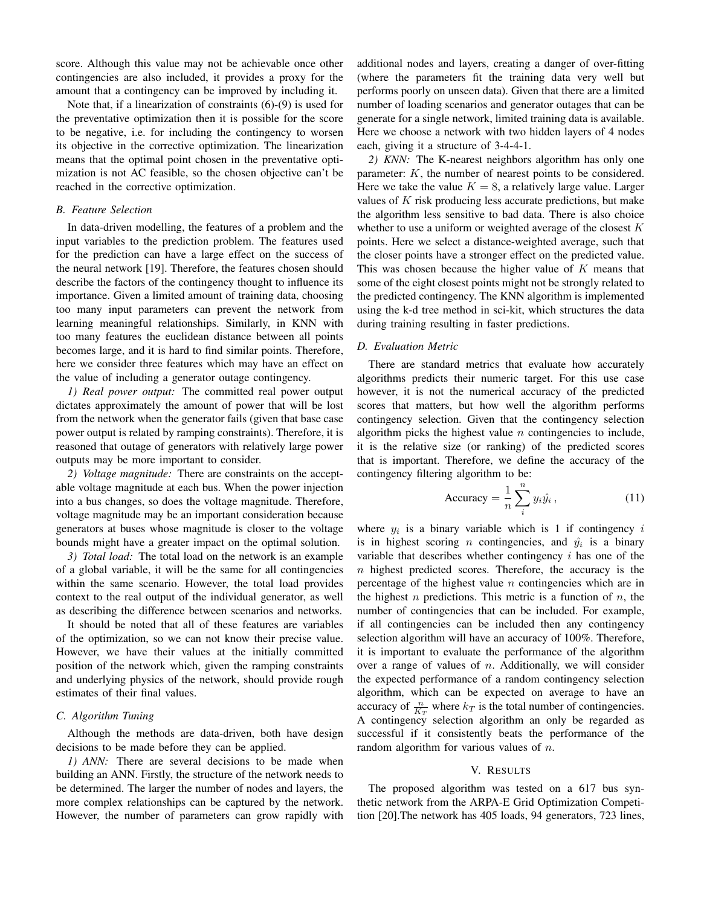score. Although this value may not be achievable once other contingencies are also included, it provides a proxy for the amount that a contingency can be improved by including it.

Note that, if a linearization of constraints (6)-(9) is used for the preventative optimization then it is possible for the score to be negative, i.e. for including the contingency to worsen its objective in the corrective optimization. The linearization means that the optimal point chosen in the preventative optimization is not AC feasible, so the chosen objective can't be reached in the corrective optimization.

### B. Feature Selection

In data-driven modelling, the features of a problem and the input variables to the prediction problem. The features used for the prediction can have a large effect on the success of the neural network [19]. Therefore, the features chosen should describe the factors of the contingency thought to influence its importance. Given a limited amount of training data, choosing too many input parameters can prevent the network from learning meaningful relationships. Similarly, in KNN with too many features the euclidean distance between all points becomes large, and it is hard to find similar points. Therefore, here we consider three features which may have an effect on the value of including a generator outage contingency.

*1) Real power output:* The committed real power output dictates approximately the amount of power that will be lost from the network when the generator fails (given that base case power output is related by ramping constraints). Therefore, it is reasoned that outage of generators with relatively large power outputs may be more important to consider.

*2) Voltage magnitude:* There are constraints on the acceptable voltage magnitude at each bus. When the power injection into a bus changes, so does the voltage magnitude. Therefore, voltage magnitude may be an important consideration because generators at buses whose magnitude is closer to the voltage bounds might have a greater impact on the optimal solution.

*3) Total load:* The total load on the network is an example of a global variable, it will be the same for all contingencies within the same scenario. However, the total load provides context to the real output of the individual generator, as well as describing the difference between scenarios and networks.

It should be noted that all of these features are variables of the optimization, so we can not know their precise value. However, we have their values at the initially committed position of the network which, given the ramping constraints and underlying physics of the network, should provide rough estimates of their final values.

### C. Algorithm Tuning

Although the methods are data-driven, both have design decisions to be made before they can be applied.

*1) ANN:* There are several decisions to be made when building an ANN. Firstly, the structure of the network needs to be determined. The larger the number of nodes and layers, the more complex relationships can be captured by the network. However, the number of parameters can grow rapidly with additional nodes and layers, creating a danger of over-fitting (where the parameters fit the training data very well but performs poorly on unseen data). Given that there are a limited number of loading scenarios and generator outages that can be generate for a single network, limited training data is available. Here we choose a network with two hidden layers of 4 nodes each, giving it a structure of 3-4-4-1.

*2) KNN:* The K-nearest neighbors algorithm has only one parameter: $K$, the number of nearest points to be considered. Here we take the value $K = 8$, a relatively large value. Larger values of $K$ risk producing less accurate predictions, but make the algorithm less sensitive to bad data. There is also choice whether to use a uniform or weighted average of the closest $K$ points. Here we select a distance-weighted average, such that the closer points have a stronger effect on the predicted value. This was chosen because the higher value of $K$ means that some of the eight closest points might not be strongly related to the predicted contingency. The KNN algorithm is implemented using the k-d tree method in sci-kit, which structures the data during training resulting in faster predictions.

### D. Evaluation Metric

There are standard metrics that evaluate how accurately algorithms predicts their numeric target. For this use case however, it is not the numerical accuracy of the predicted scores that matters, but how well the algorithm performs contingency selection. Given that the contingency selection algorithm picks the highest value $n$ contingencies to include, it is the relative size (or ranking) of the predicted scores that is important. Therefore, we define the accuracy of the contingency filtering algorithm to be:

$$\text{Accuracy} = \frac{1}{n} \sum_{i}^{n} y_i \hat{y_i} \,, \tag{11}$$

where $y_i$ is a binary variable which is 1 if contingency $i$ is in highest scoring $n$ contingencies, and $\hat{y_i}$ is a binary variable that describes whether contingency $i$ has one of the $n$ highest predicted scores. Therefore, the accuracy is the percentage of the highest value $n$ contingencies which are in the highest $n$ predictions. This metric is a function of $n$, the number of contingencies that can be included. For example, if all contingencies can be included then any contingency selection algorithm will have an accuracy of 100%. Therefore, it is important to evaluate the performance of the algorithm over a range of values of $n$. Additionally, we will consider the expected performance of a random contingency selection algorithm, which can be expected on average to have an accuracy of $\frac{n}{K_T}$ where $k_T$ is the total number of contingencies. A contingency selection algorithm an only be regarded as successful if it consistently beats the performance of the random algorithm for various values of $n$.

## V. Results

The proposed algorithm was tested on a 617 bus synthetic network from the ARPA-E Grid Optimization Competition [20].The network has 405 loads, 94 generators, 723 lines,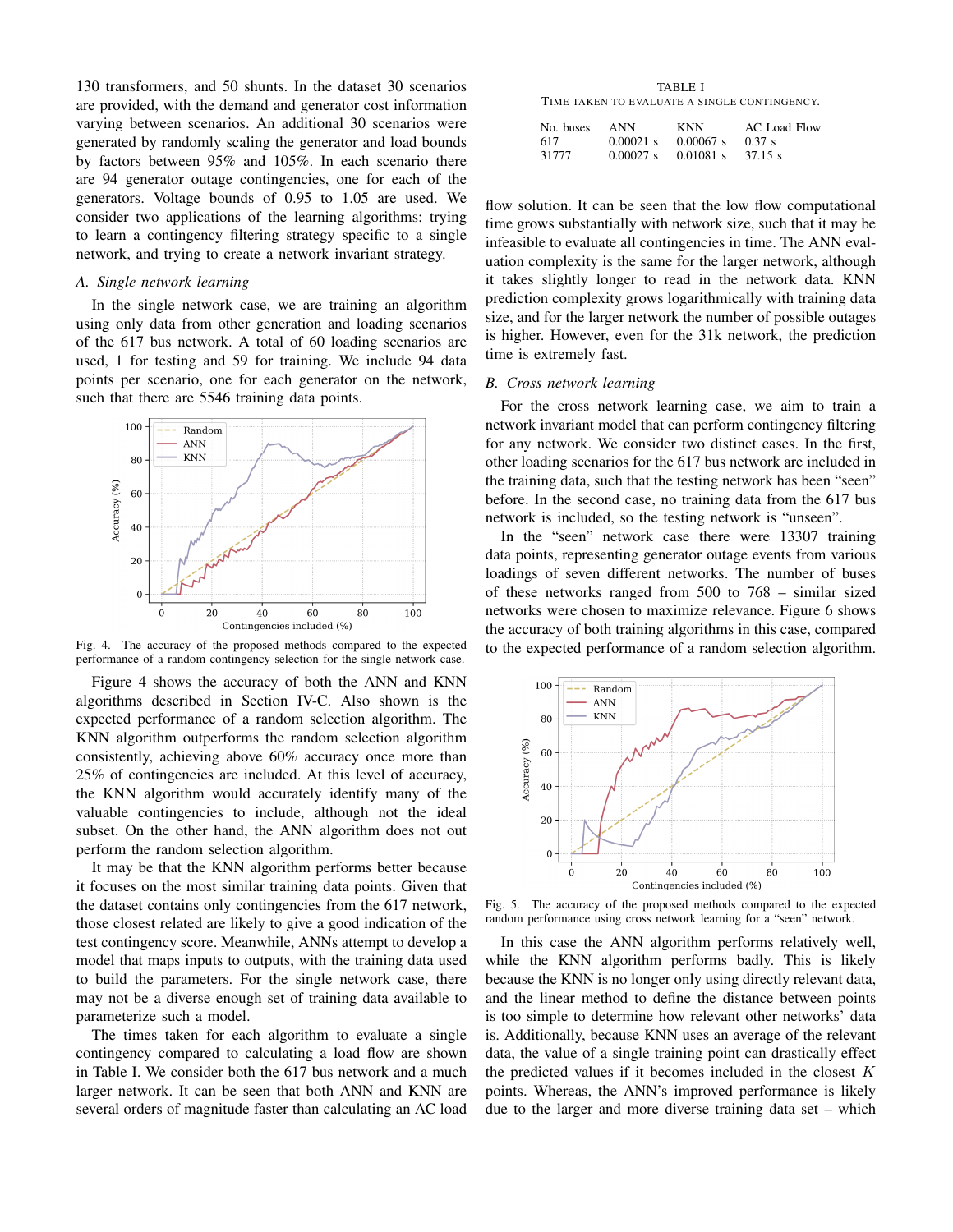130 transformers, and 50 shunts. In the dataset 30 scenarios are provided, with the demand and generator cost information varying between scenarios. An additional 30 scenarios were generated by randomly scaling the generator and load bounds by factors between 95% and 105%. In each scenario there are 94 generator outage contingencies, one for each of the generators. Voltage bounds of 0.95 to 1.05 are used. We consider two applications of the learning algorithms: trying to learn a contingency filtering strategy specific to a single network, and trying to create a network invariant strategy.

### *A. Single network learning*

In the single network case, we are training an algorithm using only data from other generation and loading scenarios of the 617 bus network. A total of 60 loading scenarios are used, 1 for testing and 59 for training. We include 94 data points per scenario, one for each generator on the network, such that there are 5546 training data points.

Fig. 4. The accuracy of the proposed methods compared to the expected performance of a random contingency selection for the single network case.

Figure 4 shows the accuracy of both the ANN and KNN algorithms described in Section IV-C. Also shown is the expected performance of a random selection algorithm. The KNN algorithm outperforms the random selection algorithm consistently, achieving above 60% accuracy once more than 25% of contingencies are included. At this level of accuracy, the KNN algorithm would accurately identify many of the valuable contingencies to include, although not the ideal subset. On the other hand, the ANN algorithm does not out perform the random selection algorithm.

It may be that the KNN algorithm performs better because it focuses on the most similar training data points. Given that the dataset contains only contingencies from the 617 network, those closest related are likely to give a good indication of the test contingency score. Meanwhile, ANNs attempt to develop a model that maps inputs to outputs, with the training data used to build the parameters. For the single network case, there may not be a diverse enough set of training data available to parameterize such a model.

The times taken for each algorithm to evaluate a single contingency compared to calculating a load flow are shown in Table I. We consider both the 617 bus network and a much larger network. It can be seen that both ANN and KNN are several orders of magnitude faster than calculating an AC load flow solution. It can be seen that the low flow computational time grows substantially with network size, such that it may be infeasible to evaluate all contingencies in time. The ANN evaluation complexity is the same for the larger network, although it takes slightly longer to read in the network data. KNN prediction complexity grows logarithmically with training data size, and for the larger network the number of possible outages is higher. However, even for the 31k network, the prediction time is extremely fast.

TABLE I
TIME TAKEN TO EVALUATE A SINGLE CONTINGENCY.

| No. buses | ANN | KNN | AC Load Flow |
|---|---|---|---|
| 617 | 0.00021 s | 0.00067 s | 0.37 s |
| 31777 | 0.00027 s | 0.01081 s | 37.15 s |

### *B. Cross network learning*

For the cross network learning case, we aim to train a network invariant model that can perform contingency filtering for any network. We consider two distinct cases. In the first, other loading scenarios for the 617 bus network are included in the training data, such that the testing network has been "seen" before. In the second case, no training data from the 617 bus network is included, so the testing network is "unseen".

In the "seen" network case there were 13307 training data points, representing generator outage events from various loadings of seven different networks. The number of buses of these networks ranged from 500 to 768 – similar sized networks were chosen to maximize relevance. Figure 6 shows the accuracy of both training algorithms in this case, compared to the expected performance of a random selection algorithm.

Fig. 5. The accuracy of the proposed methods compared to the expected random performance using cross network learning for a "seen" network.

In this case the ANN algorithm performs relatively well, while the KNN algorithm performs badly. This is likely because the KNN is no longer only using directly relevant data, and the linear method to define the distance between points is too simple to determine how relevant other networks' data is. Additionally, because KNN uses an average of the relevant data, the value of a single training point can drastically effect the predicted values if it becomes included in the closest $K$ points. Whereas, the ANN's improved performance is likely due to the larger and more diverse training data set – which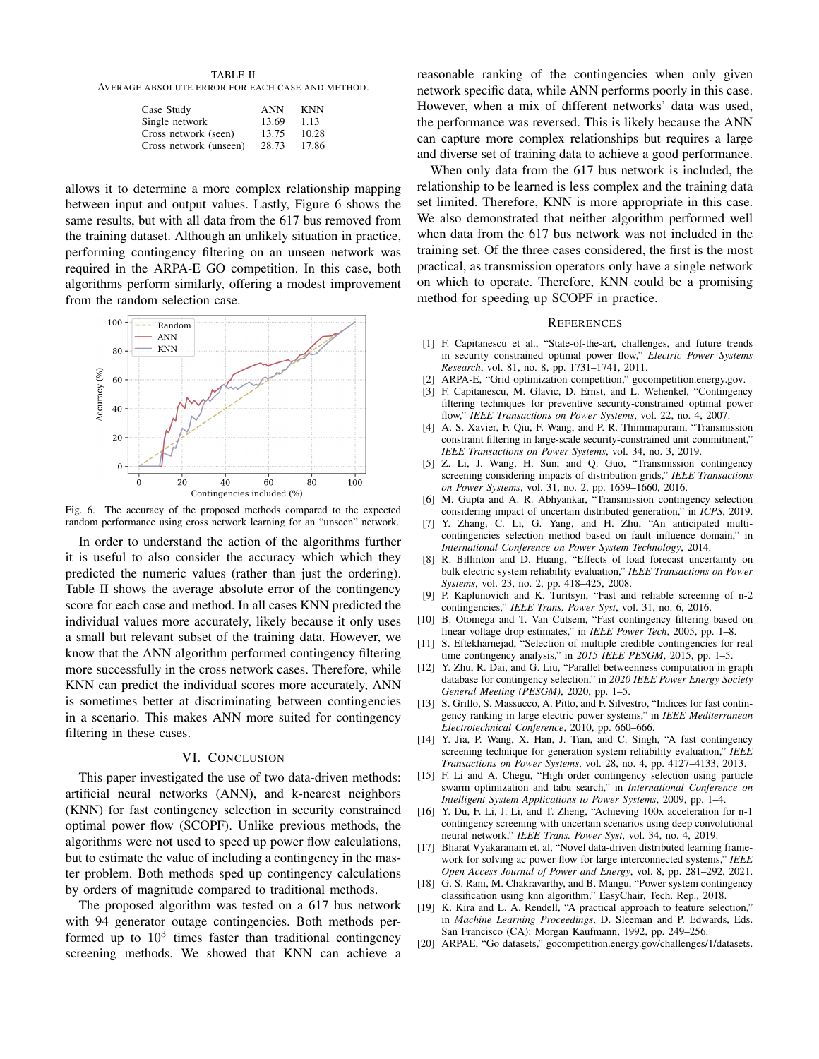TABLE II
AVERAGE ABSOLUTE ERROR FOR EACH CASE AND METHOD.

| Case Study | ANN | KNN |
|---|---|---|
| Single network | 13.69 | 1.13 |
| Cross network (seen) | 13.75 | 10.28 |
| Cross network (unseen) | 28.73 | 17.86 |

allows it to determine a more complex relationship mapping between input and output values. Lastly, Figure 6 shows the same results, but with all data from the 617 bus removed from the training dataset. Although an unlikely situation in practice, performing contingency filtering on an unseen network was required in the ARPA-E GO competition. In this case, both algorithms perform similarly, offering a modest improvement from the random selection case.

Random
ANN
KNN
Accuracy (%)
Contingencies included (%)
0
20
40
60
80
100
0
20
40
60
80
100

Fig. 6. The accuracy of the proposed methods compared to the expected random performance using cross network learning for an "unseen" network.

In order to understand the action of the algorithms further it is useful to also consider the accuracy which which they predicted the numeric values (rather than just the ordering). Table II shows the average absolute error of the contingency score for each case and method. In all cases KNN predicted the individual values more accurately, likely because it only uses a small but relevant subset of the training data. However, we know that the ANN algorithm performed contingency filtering more successfully in the cross network cases. Therefore, while KNN can predict the individual scores more accurately, ANN is sometimes better at discriminating between contingencies in a scenario. This makes ANN more suited for contingency filtering in these cases.

## VI. CONCLUSION

This paper investigated the use of two data-driven methods: artificial neural networks (ANN), and k-nearest neighbors (KNN) for fast contingency selection in security constrained optimal power flow (SCOPF). Unlike previous methods, the algorithms were not used to speed up power flow calculations, but to estimate the value of including a contingency in the master problem. Both methods sped up contingency calculations by orders of magnitude compared to traditional methods.

The proposed algorithm was tested on a 617 bus network with 94 generator outage contingencies. Both methods performed up to $10^3$ times faster than traditional contingency screening methods. We showed that KNN can achieve a reasonable ranking of the contingencies when only given network specific data, while ANN performs poorly in this case. However, when a mix of different networks' data was used, the performance was reversed. This is likely because the ANN can capture more complex relationships but requires a large and diverse set of training data to achieve a good performance.

When only data from the 617 bus network is included, the relationship to be learned is less complex and the training data set limited. Therefore, KNN is more appropriate in this case. We also demonstrated that neither algorithm performed well when data from the 617 bus network was not included in the training set. Of the three cases considered, the first is the most practical, as transmission operators only have a single network on which to operate. Therefore, KNN could be a promising method for speeding up SCOPF in practice.

## REFERENCES

[1] F. Capitanescu et al., "State-of-the-art, challenges, and future trends in security constrained optimal power flow," *Electric Power Systems Research*, vol. 81, no. 8, pp. 1731–1741, 2011.

[2] ARPA-E, "Grid optimization competition," gocompetition.energy.gov.

[3] F. Capitanescu, M. Glavic, D. Ernst, and L. Wehenkel, "Contingency filtering techniques for preventive security-constrained optimal power flow," *IEEE Transactions on Power Systems*, vol. 22, no. 4, 2007.

[4] A. S. Xavier, F. Qiu, F. Wang, and P. R. Thimmapuram, "Transmission constraint filtering in large-scale security-constrained unit commitment," *IEEE Transactions on Power Systems*, vol. 34, no. 3, 2019.

[5] Z. Li, J. Wang, H. Sun, and Q. Guo, "Transmission contingency screening considering impacts of distribution grids," *IEEE Transactions on Power Systems*, vol. 31, no. 2, pp. 1659–1660, 2016.

[6] M. Gupta and A. R. Abhyankar, "Transmission contingency selection considering impact of uncertain distributed generation," in *ICPS*, 2019.

[7] Y. Zhang, C. Li, G. Yang, and H. Zhu, "An anticipated multi-contingencies selection method based on fault influence domain," in *International Conference on Power System Technology*, 2014.

[8] R. Billinton and D. Huang, "Effects of load forecast uncertainty on bulk electric system reliability evaluation," *IEEE Transactions on Power Systems*, vol. 23, no. 2, pp. 418–425, 2008.

[9] P. Kaplunovich and K. Turitsyn, "Fast and reliable screening of n-2 contingencies," *IEEE Trans. Power Syst*, vol. 31, no. 6, 2016.

[10] B. Otomega and T. Van Cutsem, "Fast contingency filtering based on linear voltage drop estimates," in *IEEE Power Tech*, 2005, pp. 1–8.

[11] S. Eftekharnejad, "Selection of multiple credible contingencies for real time contingency analysis," in *2015 IEEE PESGM*, 2015, pp. 1–5.

[12] Y. Zhu, R. Dai, and G. Liu, "Parallel betweenness computation in graph database for contingency selection," in *2020 IEEE Power Energy Society General Meeting (PESGM)*, 2020, pp. 1–5.

[13] S. Grillo, S. Massucco, A. Pitto, and F. Silvestro, "Indices for fast contingency ranking in large electric power systems," in *IEEE Mediterranean Electrotechnical Conference*, 2010, pp. 660–666.

[14] Y. Jia, P. Wang, X. Han, J. Tian, and C. Singh, "A fast contingency screening technique for generation system reliability evaluation," *IEEE Transactions on Power Systems*, vol. 28, no. 4, pp. 4127–4133, 2013.

[15] F. Li and A. Chegu, "High order contingency selection using particle swarm optimization and tabu search," in *International Conference on Intelligent System Applications to Power Systems*, 2009, pp. 1–4.

[16] Y. Du, F. Li, J. Li, and T. Zheng, "Achieving 100x acceleration for n-1 contingency screening with uncertain scenarios using deep convolutional neural network," *IEEE Trans. Power Syst*, vol. 34, no. 4, 2019.

[17] Bharat Vyakaranam et. al, "Novel data-driven distributed learning framework for solving ac power flow for large interconnected systems," *IEEE Open Access Journal of Power and Energy*, vol. 8, pp. 281–292, 2021.

[18] G. S. Rani, M. Chakravarthy, and B. Mangu, "Power system contingency classification using knn algorithm," EasyChair, Tech. Rep., 2018.

[19] K. Kira and L. A. Rendell, "A practical approach to feature selection," in *Machine Learning Proceedings*, D. Sleeman and P. Edwards, Eds. San Francisco (CA): Morgan Kaufmann, 1992, pp. 249–256.

[20] ARPAE, "Go datasets," gocompetition.energy.gov/challenges/1/datasets.